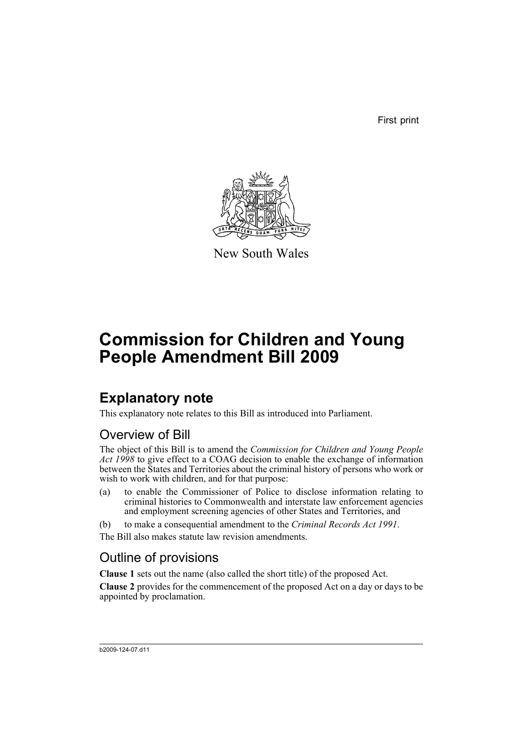First print

New South Wales

# Commission for Children and Young People Amendment Bill 2009

## Explanatory note

This explanatory note relates to this Bill as introduced into Parliament.

### Overview of Bill

The object of this Bill is to amend the *Commission for Children and Young People Act 1998* to give effect to a COAG decision to enable the exchange of information between the States and Territories about the criminal history of persons who work or wish to work with children, and for that purpose:

(a) to enable the Commissioner of Police to disclose information relating to criminal histories to Commonwealth and interstate law enforcement agencies and employment screening agencies of other States and Territories, and

(b) to make a consequential amendment to the *Criminal Records Act 1991*.

The Bill also makes statute law revision amendments.

### Outline of provisions

**Clause 1** sets out the name (also called the short title) of the proposed Act.

**Clause 2** provides for the commencement of the proposed Act on a day or days to be appointed by proclamation.

b2009-124-07.d11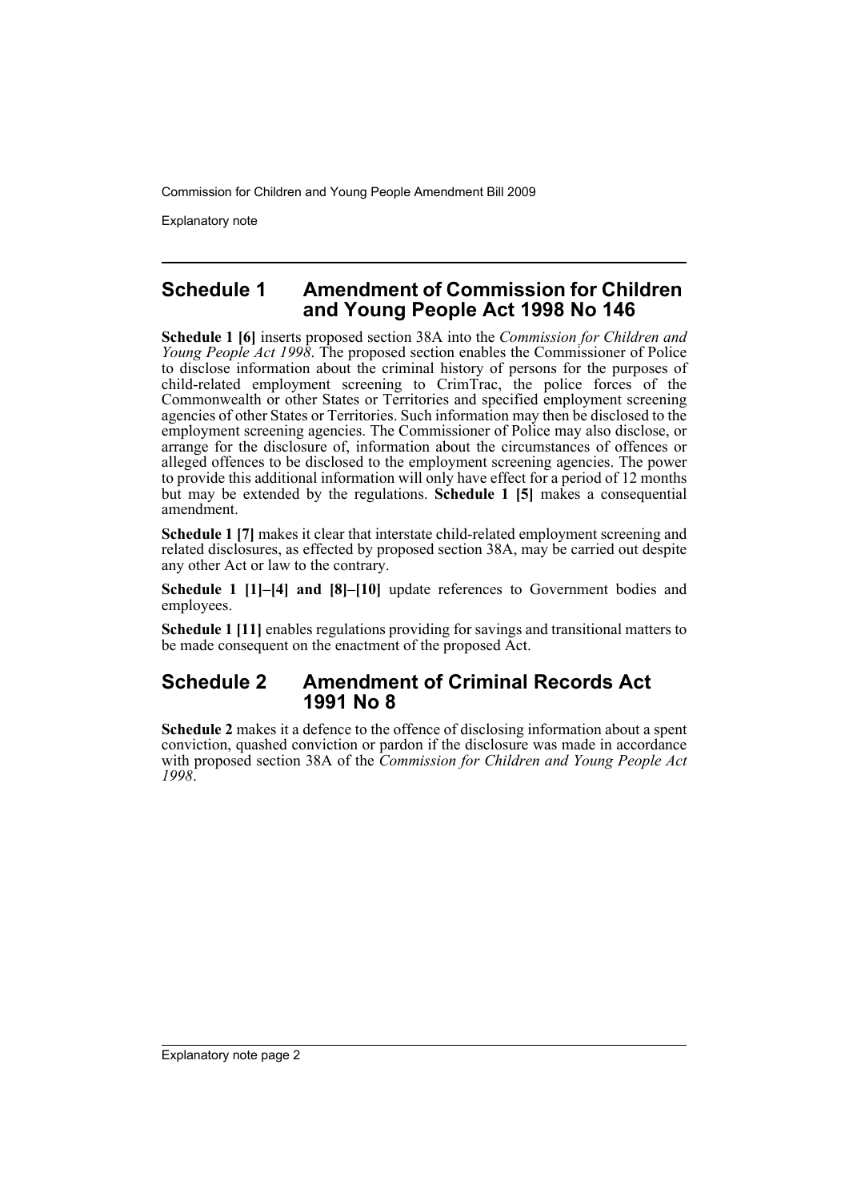Explanatory note

## Schedule 1 Amendment of Commission for Children and Young People Act 1998 No 146

**Schedule 1 [6]** inserts proposed section 38A into the *Commission for Children and Young People Act 1998*. The proposed section enables the Commissioner of Police to disclose information about the criminal history of persons for the purposes of child-related employment screening to CrimTrac, the police forces of the Commonwealth or other States or Territories and specified employment screening agencies of other States or Territories. Such information may then be disclosed to the employment screening agencies. The Commissioner of Police may also disclose, or arrange for the disclosure of, information about the circumstances of offences or alleged offences to be disclosed to the employment screening agencies. The power to provide this additional information will only have effect for a period of 12 months but may be extended by the regulations. **Schedule 1 [5]** makes a consequential amendment.

**Schedule 1 [7]** makes it clear that interstate child-related employment screening and related disclosures, as effected by proposed section 38A, may be carried out despite any other Act or law to the contrary.

**Schedule 1 [1]–[4] and [8]–[10]** update references to Government bodies and employees.

**Schedule 1 [11]** enables regulations providing for savings and transitional matters to be made consequent on the enactment of the proposed Act.

## Schedule 2 Amendment of Criminal Records Act 1991 No 8

**Schedule 2** makes it a defence to the offence of disclosing information about a spent conviction, quashed conviction or pardon if the disclosure was made in accordance with proposed section 38A of the *Commission for Children and Young People Act 1998*.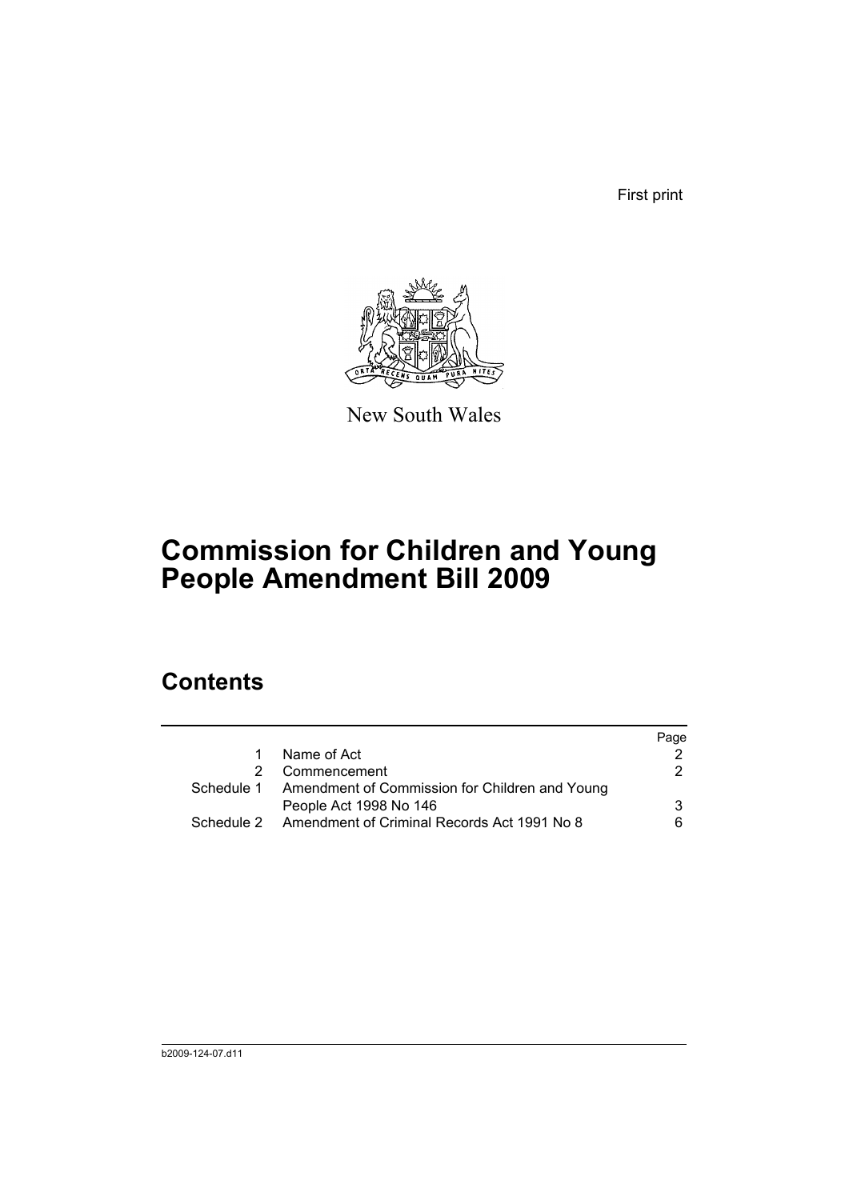First print

New South Wales

# Commission for Children and Young People Amendment Bill 2009

## Contents

| | | Page |
|---|---|---|
| 1 | Name of Act | 2 |
| 2 | Commencement | 2 |
| Schedule 1 | Amendment of Commission for Children and Young People Act 1998 No 146 | 3 |
| Schedule 2 | Amendment of Criminal Records Act 1991 No 8 | 6 |

b2009-124-07.d11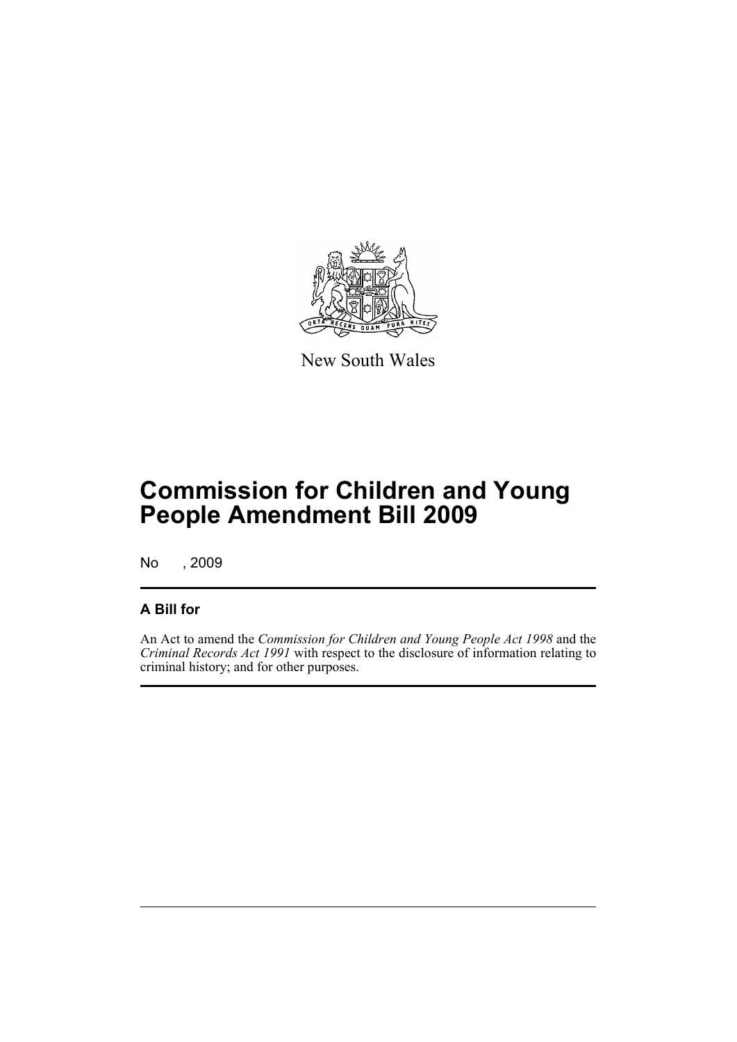New South Wales

# Commission for Children and Young People Amendment Bill 2009

No , 2009

## A Bill for

An Act to amend the *Commission for Children and Young People Act 1998* and the *Criminal Records Act 1991* with respect to the disclosure of information relating to criminal history; and for other purposes.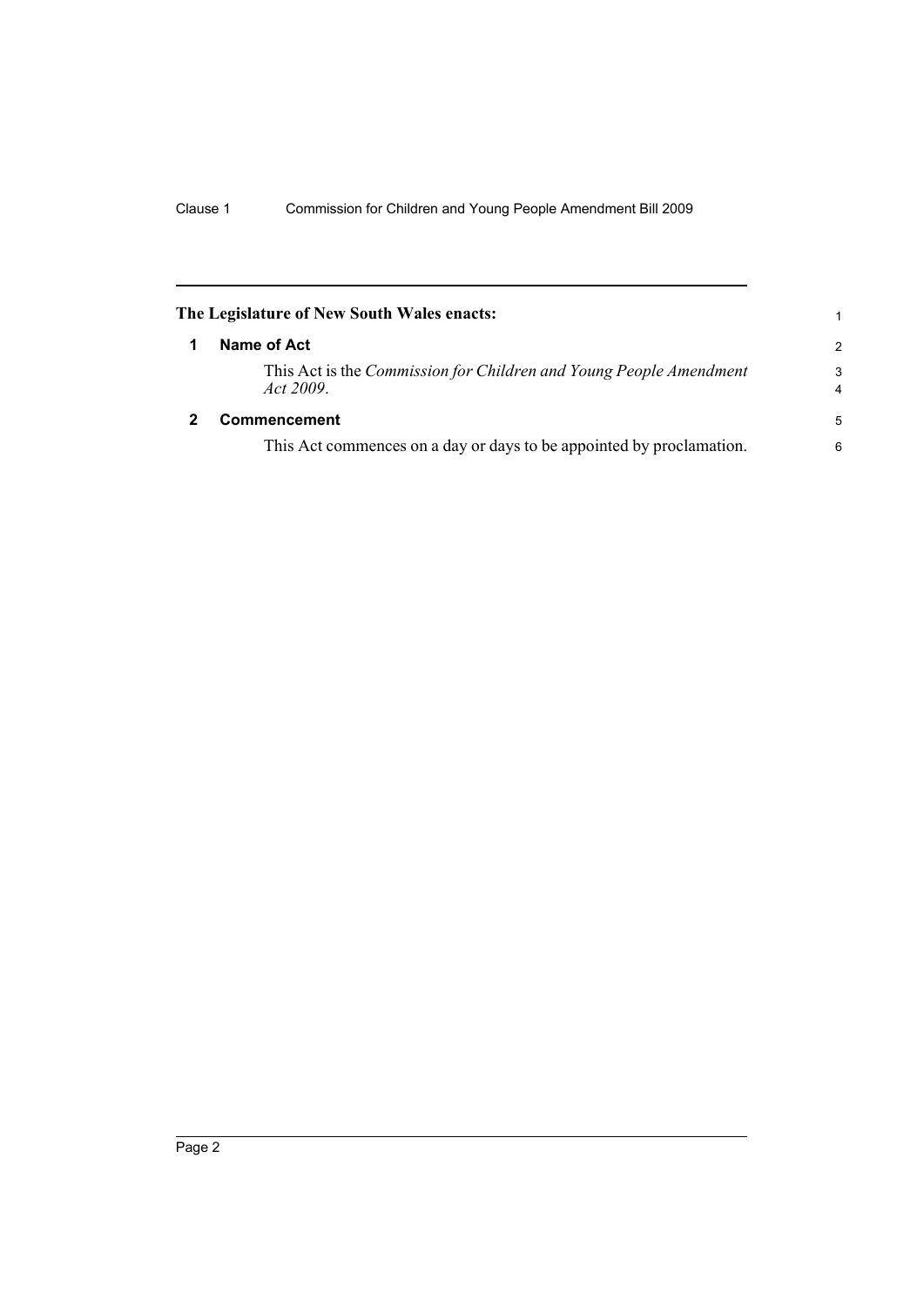**The Legislature of New South Wales enacts:**

## 1 Name of Act

This Act is the *Commission for Children and Young People Amendment Act 2009*.

## 2 Commencement

This Act commences on a day or days to be appointed by proclamation.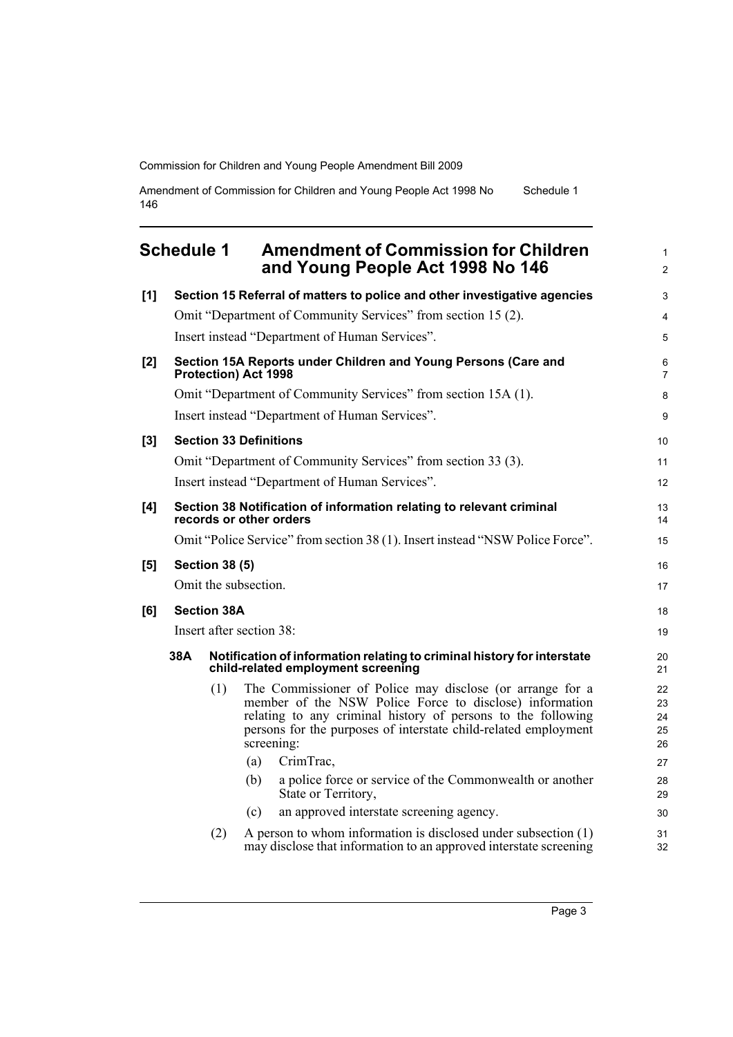## Schedule 1 Amendment of Commission for Children and Young People Act 1998 No 146

**[1] Section 15 Referral of matters to police and other investigative agencies**

Omit "Department of Community Services" from section 15 (2).

Insert instead "Department of Human Services".

**[2] Section 15A Reports under Children and Young Persons (Care and Protection) Act 1998**

Omit "Department of Community Services" from section 15A (1).

Insert instead "Department of Human Services".

**[3] Section 33 Definitions**

Omit "Department of Community Services" from section 33 (3).

Insert instead "Department of Human Services".

**[4] Section 38 Notification of information relating to relevant criminal records or other orders**

Omit "Police Service" from section 38 (1). Insert instead "NSW Police Force".

**[5] Section 38 (5)**

Omit the subsection.

**[6] Section 38A**

Insert after section 38:

**38A Notification of information relating to criminal history for interstate child-related employment screening**

(1) The Commissioner of Police may disclose (or arrange for a member of the NSW Police Force to disclose) information relating to any criminal history of persons to the following persons for the purposes of interstate child-related employment screening:

(a) CrimTrac,

(b) a police force or service of the Commonwealth or another State or Territory,

(c) an approved interstate screening agency.

(2) A person to whom information is disclosed under subsection (1) may disclose that information to an approved interstate screening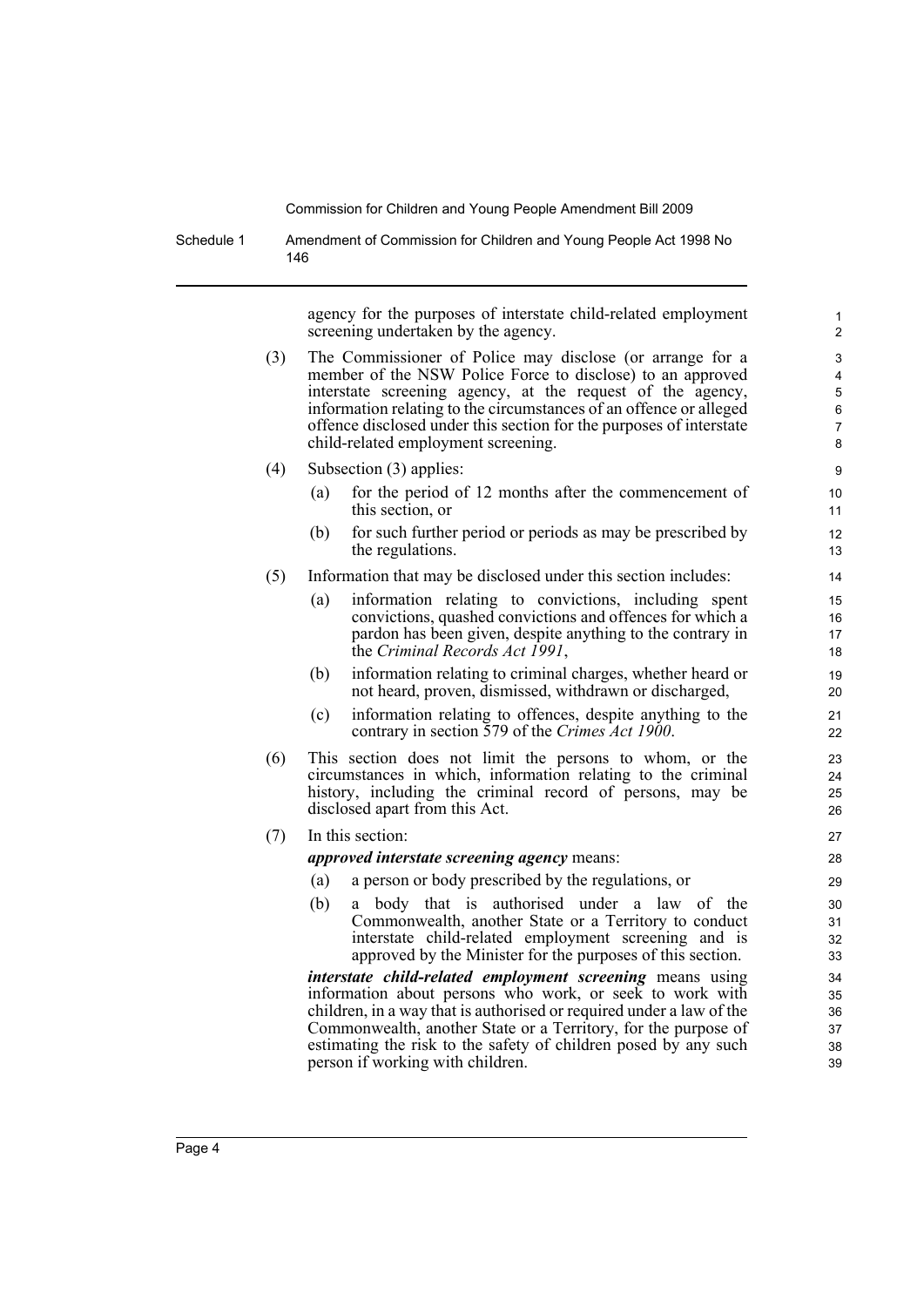agency for the purposes of interstate child-related employment screening undertaken by the agency.

(3) The Commissioner of Police may disclose (or arrange for a member of the NSW Police Force to disclose) to an approved interstate screening agency, at the request of the agency, information relating to the circumstances of an offence or alleged offence disclosed under this section for the purposes of interstate child-related employment screening.

(4) Subsection (3) applies:

- (a) for the period of 12 months after the commencement of this section, or
- (b) for such further period or periods as may be prescribed by the regulations.

(5) Information that may be disclosed under this section includes:

- (a) information relating to convictions, including spent convictions, quashed convictions and offences for which a pardon has been given, despite anything to the contrary in the *Criminal Records Act 1991*,
- (b) information relating to criminal charges, whether heard or not heard, proven, dismissed, withdrawn or discharged,
- (c) information relating to offences, despite anything to the contrary in section 579 of the *Crimes Act 1900*.

(6) This section does not limit the persons to whom, or the circumstances in which, information relating to the criminal history, including the criminal record of persons, may be disclosed apart from this Act.

(7) In this section:

***approved interstate screening agency*** means:

- (a) a person or body prescribed by the regulations, or
- (b) a body that is authorised under a law of the Commonwealth, another State or a Territory to conduct interstate child-related employment screening and is approved by the Minister for the purposes of this section.

***interstate child-related employment screening*** means using information about persons who work, or seek to work with children, in a way that is authorised or required under a law of the Commonwealth, another State or a Territory, for the purpose of estimating the risk to the safety of children posed by any such person if working with children.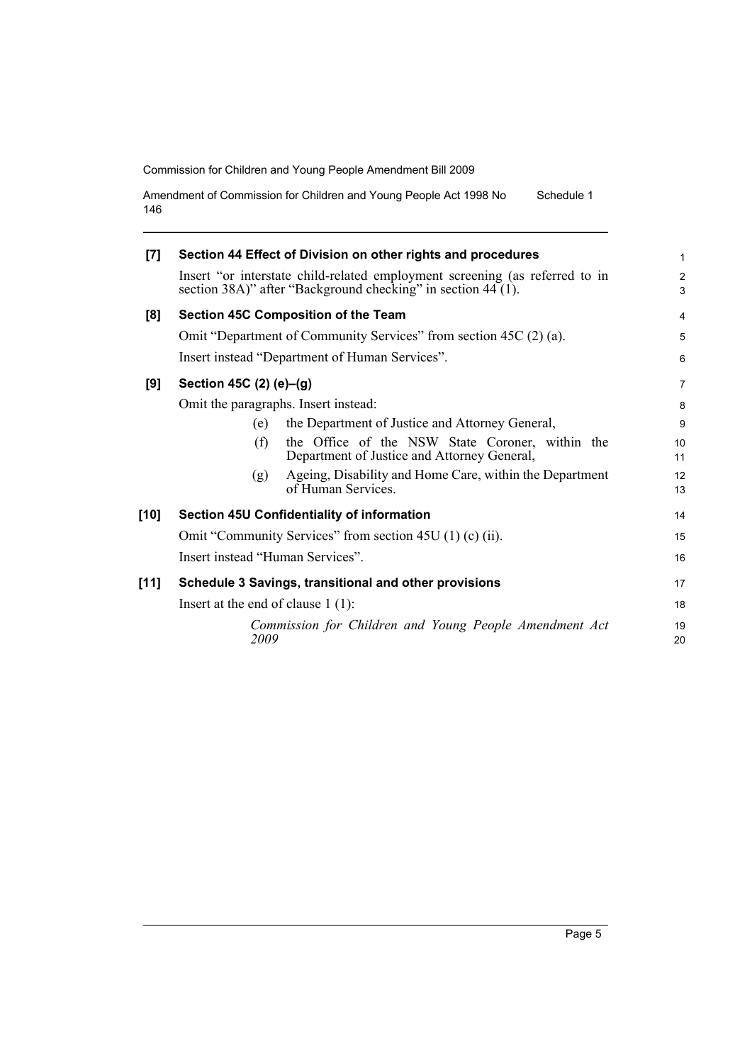**[7] Section 44 Effect of Division on other rights and procedures**

Insert "or interstate child-related employment screening (as referred to in section 38A)" after "Background checking" in section 44 (1).

**[8] Section 45C Composition of the Team**

Omit "Department of Community Services" from section 45C (2) (a).

Insert instead "Department of Human Services".

**[9] Section 45C (2) (e)–(g)**

Omit the paragraphs. Insert instead:

(e) the Department of Justice and Attorney General,

(f) the Office of the NSW State Coroner, within the Department of Justice and Attorney General,

(g) Ageing, Disability and Home Care, within the Department of Human Services.

**[10] Section 45U Confidentiality of information**

Omit "Community Services" from section 45U (1) (c) (ii).

Insert instead "Human Services".

**[11] Schedule 3 Savings, transitional and other provisions**

Insert at the end of clause 1 (1):

*Commission for Children and Young People Amendment Act 2009*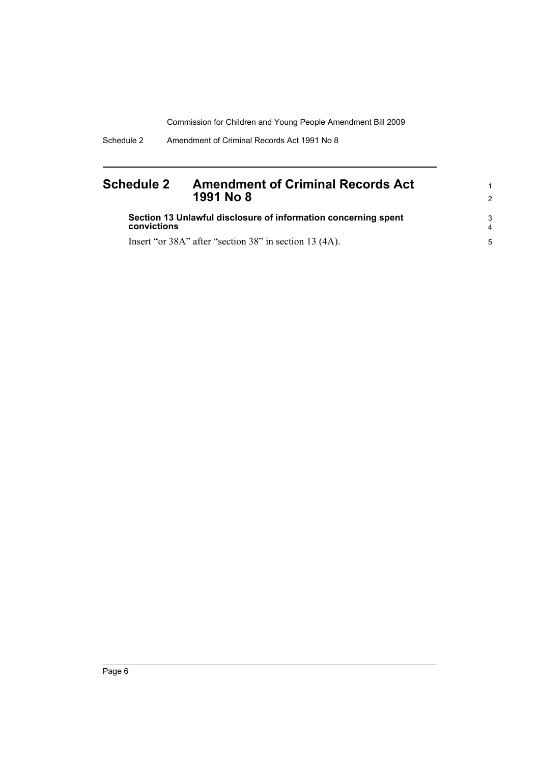# Schedule 2 Amendment of Criminal Records Act 1991 No 8

**Section 13 Unlawful disclosure of information concerning spent convictions**

Insert "or 38A" after "section 38" in section 13 (4A).